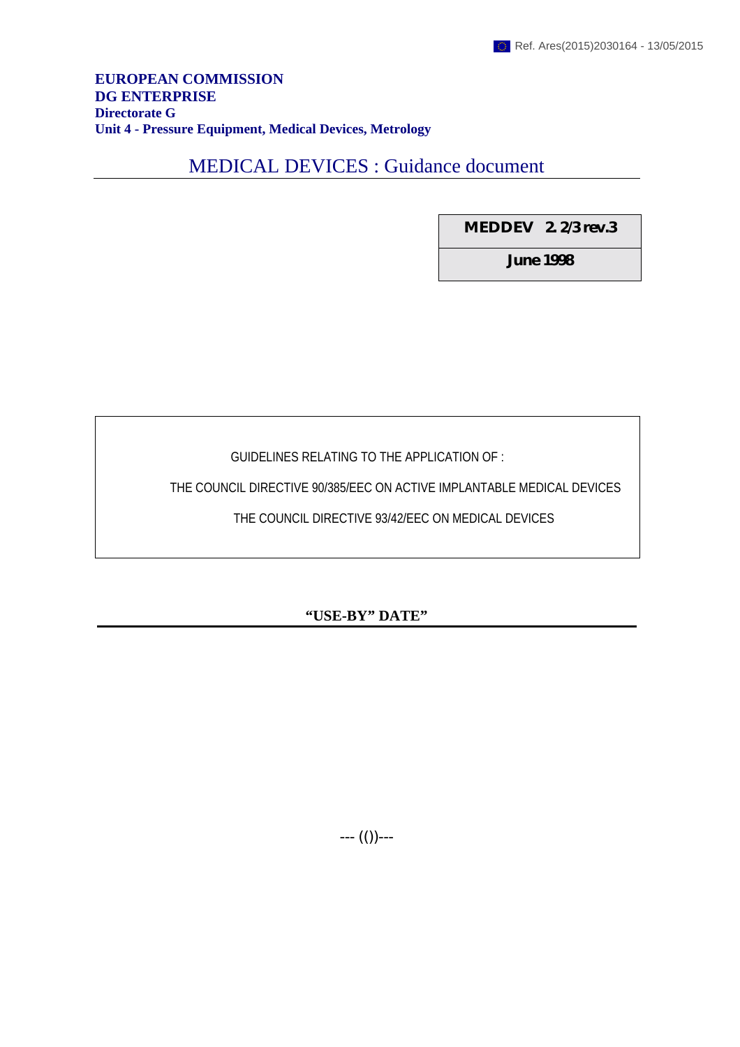Ref. Ares(2015)2030164 - 13/05/2015

**EUROPEAN COMMISSION**
**DG ENTERPRISE**
**Directorate G**
**Unit 4 - Pressure Equipment, Medical Devices, Metrology**

# MEDICAL DEVICES : Guidance document

| MEDDEV 2. 2/3 rev.3 |
|---|
| June 1998 |

GUIDELINES RELATING TO THE APPLICATION OF :

THE COUNCIL DIRECTIVE 90/385/EEC ON ACTIVE IMPLANTABLE MEDICAL DEVICES

THE COUNCIL DIRECTIVE 93/42/EEC ON MEDICAL DEVICES

## "USE-BY" DATE

--- (())---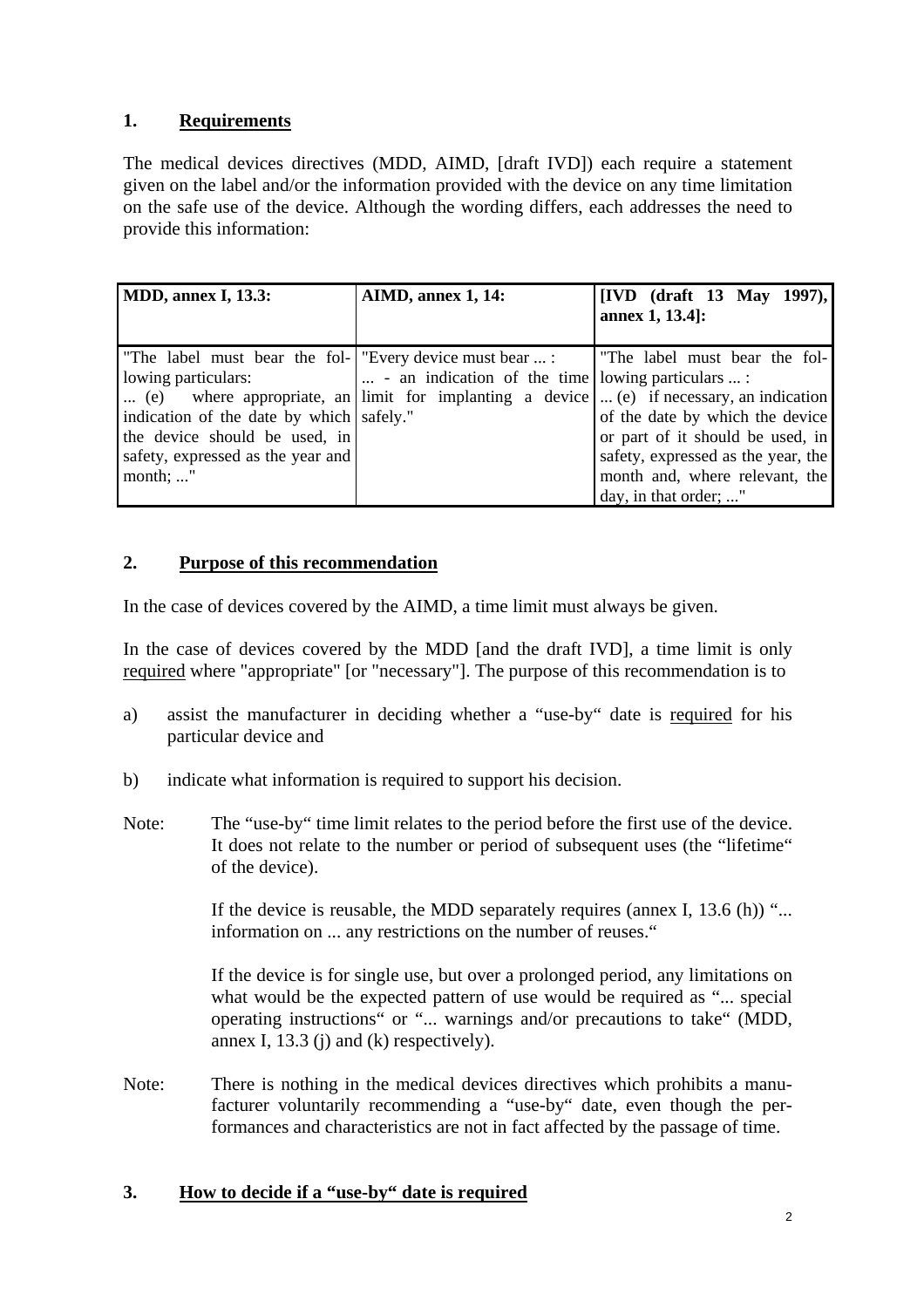## 1. Requirements

The medical devices directives (MDD, AIMD, [draft IVD]) each require a statement given on the label and/or the information provided with the device on any time limitation on the safe use of the device. Although the wording differs, each addresses the need to provide this information:

| MDD, annex I, 13.3: | AIMD, annex 1, 14: | [IVD (draft 13 May 1997), annex 1, 13.4]: |
|---|---|---|
| "The label must bear the following particulars: ... (e) where appropriate, an indication of the date by which the device should be used, in safety, expressed as the year and month; ..." | "Every device must bear ... : ... - an indication of the time limit for implanting a device safely." | "The label must bear the following particulars ... : ... (e) if necessary, an indication of the date by which the device or part of it should be used, in safety, expressed as the year, the month and, where relevant, the day, in that order; ..." |

## 2. Purpose of this recommendation

In the case of devices covered by the AIMD, a time limit must always be given.

In the case of devices covered by the MDD [and the draft IVD], a time limit is only required where "appropriate" [or "necessary"]. The purpose of this recommendation is to

a) assist the manufacturer in deciding whether a "use-by" date is required for his particular device and

b) indicate what information is required to support his decision.

Note: The "use-by" time limit relates to the period before the first use of the device. It does not relate to the number or period of subsequent uses (the "lifetime" of the device).

If the device is reusable, the MDD separately requires (annex I, 13.6 (h)) "... information on ... any restrictions on the number of reuses."

If the device is for single use, but over a prolonged period, any limitations on what would be the expected pattern of use would be required as "... special operating instructions" or "... warnings and/or precautions to take" (MDD, annex I, 13.3 (j) and (k) respectively).

Note: There is nothing in the medical devices directives which prohibits a manufacturer voluntarily recommending a "use-by" date, even though the performances and characteristics are not in fact affected by the passage of time.

## 3. How to decide if a "use-by" date is required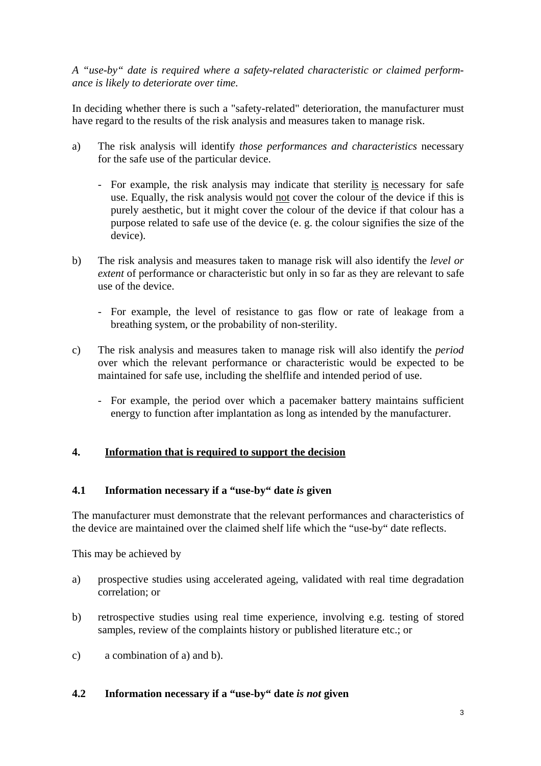*A "use-by" date is required where a safety-related characteristic or claimed performance is likely to deteriorate over time.*

In deciding whether there is such a "safety-related" deterioration, the manufacturer must have regard to the results of the risk analysis and measures taken to manage risk.

a) The risk analysis will identify *those performances and characteristics* necessary for the safe use of the particular device.

  - For example, the risk analysis may indicate that sterility <u>is</u> necessary for safe use. Equally, the risk analysis would <u>not</u> cover the colour of the device if this is purely aesthetic, but it might cover the colour of the device if that colour has a purpose related to safe use of the device (e. g. the colour signifies the size of the device).

b) The risk analysis and measures taken to manage risk will also identify the *level or extent* of performance or characteristic but only in so far as they are relevant to safe use of the device.

  - For example, the level of resistance to gas flow or rate of leakage from a breathing system, or the probability of non-sterility.

c) The risk analysis and measures taken to manage risk will also identify the *period* over which the relevant performance or characteristic would be expected to be maintained for safe use, including the shelflife and intended period of use.

  - For example, the period over which a pacemaker battery maintains sufficient energy to function after implantation as long as intended by the manufacturer.

## 4. <u>Information that is required to support the decision</u>

### 4.1 Information necessary if a "use-by" date *is* given

The manufacturer must demonstrate that the relevant performances and characteristics of the device are maintained over the claimed shelf life which the "use-by" date reflects.

This may be achieved by

a) prospective studies using accelerated ageing, validated with real time degradation correlation; or

b) retrospective studies using real time experience, involving e.g. testing of stored samples, review of the complaints history or published literature etc.; or

c) a combination of a) and b).

### 4.2 Information necessary if a "use-by" date *is not* given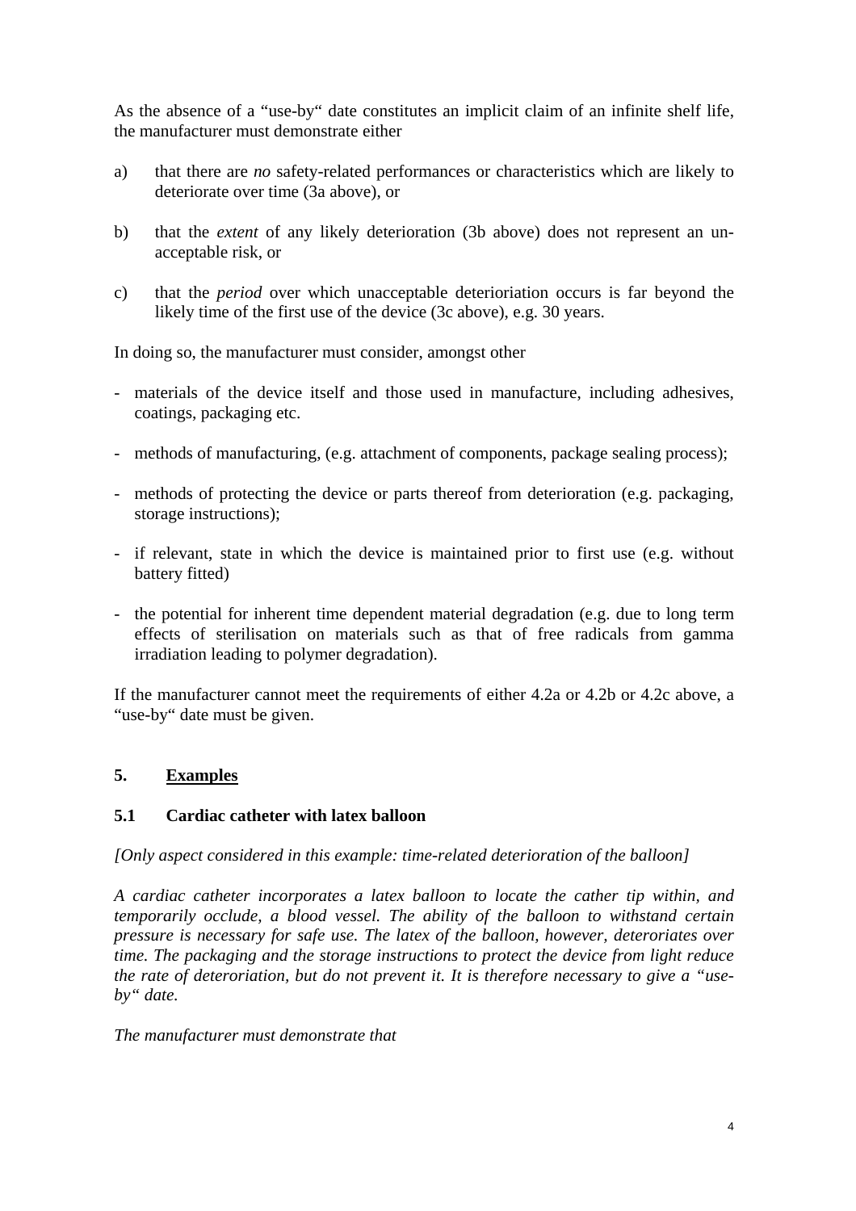As the absence of a "use-by" date constitutes an implicit claim of an infinite shelf life, the manufacturer must demonstrate either

a) that there are *no* safety-related performances or characteristics which are likely to deteriorate over time (3a above), or

b) that the *extent* of any likely deterioration (3b above) does not represent an unacceptable risk, or

c) that the *period* over which unacceptable deterioriation occurs is far beyond the likely time of the first use of the device (3c above), e.g. 30 years.

In doing so, the manufacturer must consider, amongst other

- materials of the device itself and those used in manufacture, including adhesives, coatings, packaging etc.
- methods of manufacturing, (e.g. attachment of components, package sealing process);
- methods of protecting the device or parts thereof from deterioration (e.g. packaging, storage instructions);
- if relevant, state in which the device is maintained prior to first use (e.g. without battery fitted)
- the potential for inherent time dependent material degradation (e.g. due to long term effects of sterilisation on materials such as that of free radicals from gamma irradiation leading to polymer degradation).

If the manufacturer cannot meet the requirements of either 4.2a or 4.2b or 4.2c above, a "use-by" date must be given.

## 5. Examples

### 5.1 Cardiac catheter with latex balloon

*[Only aspect considered in this example: time-related deterioration of the balloon]*

*A cardiac catheter incorporates a latex balloon to locate the cather tip within, and temporarily occlude, a blood vessel. The ability of the balloon to withstand certain pressure is necessary for safe use. The latex of the balloon, however, deteroriates over time. The packaging and the storage instructions to protect the device from light reduce the rate of deteroriation, but do not prevent it. It is therefore necessary to give a "use-by" date.*

*The manufacturer must demonstrate that*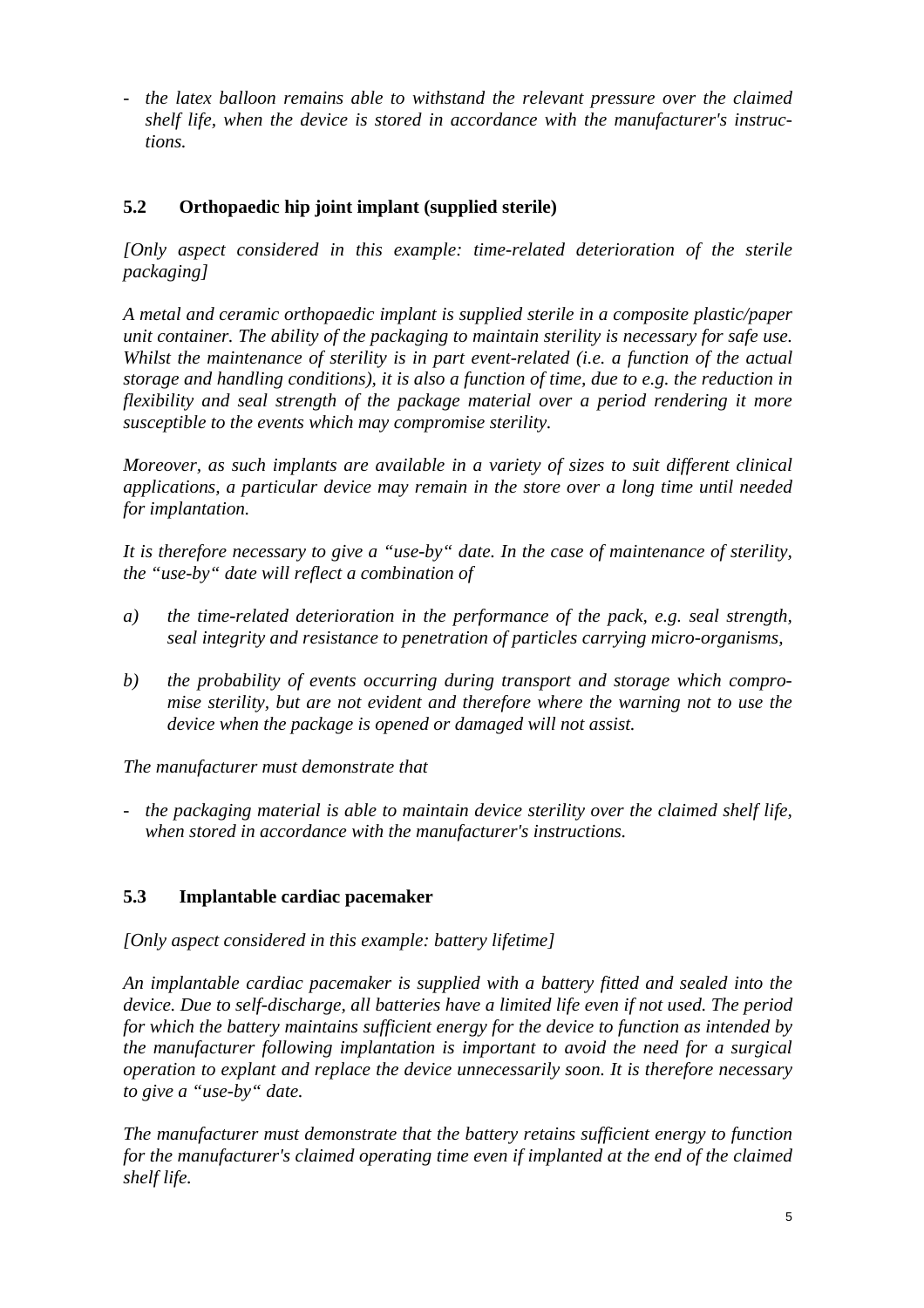- *the latex balloon remains able to withstand the relevant pressure over the claimed shelf life, when the device is stored in accordance with the manufacturer's instructions.*

### 5.2 Orthopaedic hip joint implant (supplied sterile)

*[Only aspect considered in this example: time-related deterioration of the sterile packaging]*

*A metal and ceramic orthopaedic implant is supplied sterile in a composite plastic/paper unit container. The ability of the packaging to maintain sterility is necessary for safe use. Whilst the maintenance of sterility is in part event-related (i.e. a function of the actual storage and handling conditions), it is also a function of time, due to e.g. the reduction in flexibility and seal strength of the package material over a period rendering it more susceptible to the events which may compromise sterility.*

*Moreover, as such implants are available in a variety of sizes to suit different clinical applications, a particular device may remain in the store over a long time until needed for implantation.*

*It is therefore necessary to give a "use-by" date. In the case of maintenance of sterility, the "use-by" date will reflect a combination of*

*a) the time-related deterioration in the performance of the pack, e.g. seal strength, seal integrity and resistance to penetration of particles carrying micro-organisms,*

*b) the probability of events occurring during transport and storage which compromise sterility, but are not evident and therefore where the warning not to use the device when the package is opened or damaged will not assist.*

*The manufacturer must demonstrate that*

- *the packaging material is able to maintain device sterility over the claimed shelf life, when stored in accordance with the manufacturer's instructions.*

### 5.3 Implantable cardiac pacemaker

*[Only aspect considered in this example: battery lifetime]*

*An implantable cardiac pacemaker is supplied with a battery fitted and sealed into the device. Due to self-discharge, all batteries have a limited life even if not used. The period for which the battery maintains sufficient energy for the device to function as intended by the manufacturer following implantation is important to avoid the need for a surgical operation to explant and replace the device unnecessarily soon. It is therefore necessary to give a "use-by" date.*

*The manufacturer must demonstrate that the battery retains sufficient energy to function for the manufacturer's claimed operating time even if implanted at the end of the claimed shelf life.*